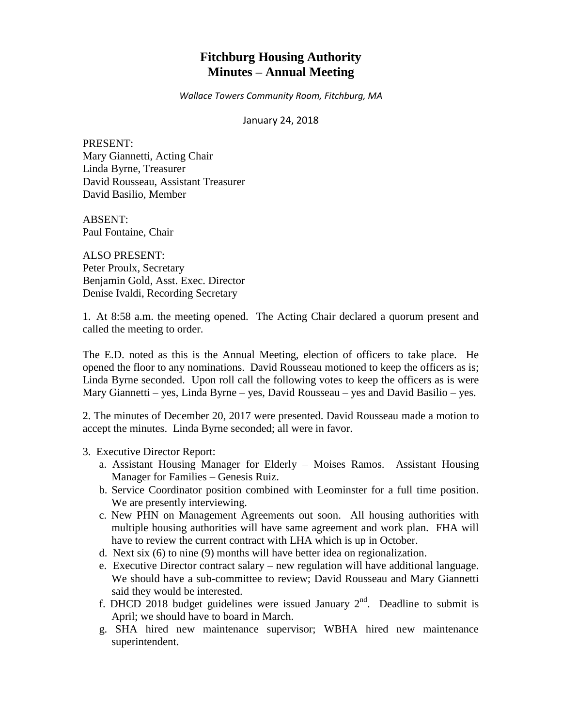# Fitchburg Housing Authority
# Minutes – Annual Meeting

*Wallace Towers Community Room, Fitchburg, MA*

January 24, 2018

PRESENT:
Mary Giannetti, Acting Chair
Linda Byrne, Treasurer
David Rousseau, Assistant Treasurer
David Basilio, Member

ABSENT:
Paul Fontaine, Chair

ALSO PRESENT:
Peter Proulx, Secretary
Benjamin Gold, Asst. Exec. Director
Denise Ivaldi, Recording Secretary

1. At 8:58 a.m. the meeting opened. The Acting Chair declared a quorum present and called the meeting to order.

The E.D. noted as this is the Annual Meeting, election of officers to take place. He opened the floor to any nominations. David Rousseau motioned to keep the officers as is; Linda Byrne seconded. Upon roll call the following votes to keep the officers as is were Mary Giannetti – yes, Linda Byrne – yes, David Rousseau – yes and David Basilio – yes.

2. The minutes of December 20, 2017 were presented. David Rousseau made a motion to accept the minutes. Linda Byrne seconded; all were in favor.

3. Executive Director Report:
   a. Assistant Housing Manager for Elderly – Moises Ramos. Assistant Housing Manager for Families – Genesis Ruiz.
   b. Service Coordinator position combined with Leominster for a full time position. We are presently interviewing.
   c. New PHN on Management Agreements out soon. All housing authorities with multiple housing authorities will have same agreement and work plan. FHA will have to review the current contract with LHA which is up in October.
   d. Next six (6) to nine (9) months will have better idea on regionalization.
   e. Executive Director contract salary – new regulation will have additional language. We should have a sub-committee to review; David Rousseau and Mary Giannetti said they would be interested.
   f. DHCD 2018 budget guidelines were issued January 2nd. Deadline to submit is April; we should have to board in March.
   g. SHA hired new maintenance supervisor; WBHA hired new maintenance superintendent.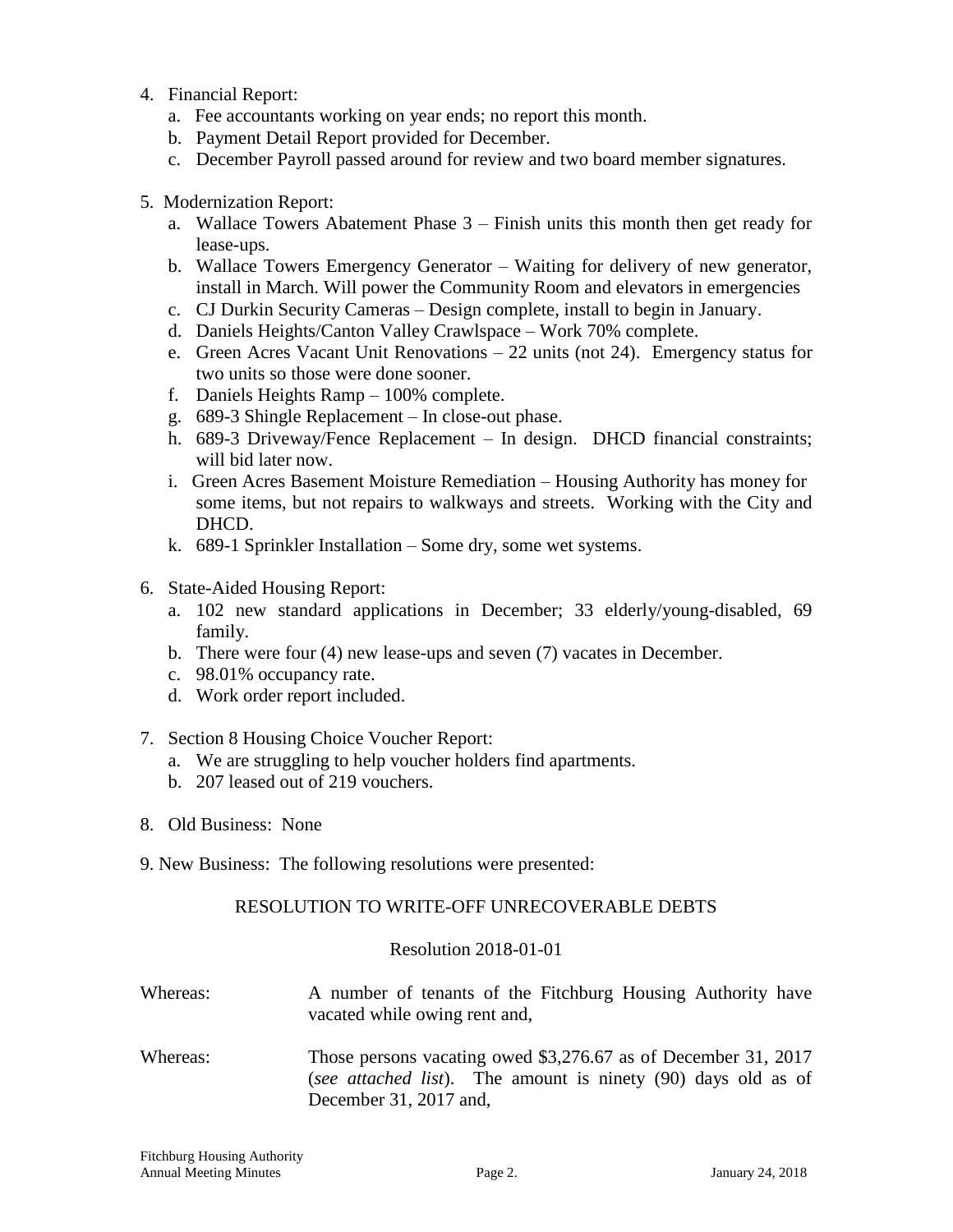4. Financial Report:
   a. Fee accountants working on year ends; no report this month.
   b. Payment Detail Report provided for December.
   c. December Payroll passed around for review and two board member signatures.

5. Modernization Report:
   a. Wallace Towers Abatement Phase 3 – Finish units this month then get ready for lease-ups.
   b. Wallace Towers Emergency Generator – Waiting for delivery of new generator, install in March. Will power the Community Room and elevators in emergencies
   c. CJ Durkin Security Cameras – Design complete, install to begin in January.
   d. Daniels Heights/Canton Valley Crawlspace – Work 70% complete.
   e. Green Acres Vacant Unit Renovations – 22 units (not 24). Emergency status for two units so those were done sooner.
   f. Daniels Heights Ramp – 100% complete.
   g. 689-3 Shingle Replacement – In close-out phase.
   h. 689-3 Driveway/Fence Replacement – In design. DHCD financial constraints; will bid later now.
   i. Green Acres Basement Moisture Remediation – Housing Authority has money for some items, but not repairs to walkways and streets. Working with the City and DHCD.
   k. 689-1 Sprinkler Installation – Some dry, some wet systems.

6. State-Aided Housing Report:
   a. 102 new standard applications in December; 33 elderly/young-disabled, 69 family.
   b. There were four (4) new lease-ups and seven (7) vacates in December.
   c. 98.01% occupancy rate.
   d. Work order report included.

7. Section 8 Housing Choice Voucher Report:
   a. We are struggling to help voucher holders find apartments.
   b. 207 leased out of 219 vouchers.

8. Old Business: None

9. New Business: The following resolutions were presented:

RESOLUTION TO WRITE-OFF UNRECOVERABLE DEBTS

Resolution 2018-01-01

Whereas: A number of tenants of the Fitchburg Housing Authority have vacated while owing rent and,

Whereas: Those persons vacating owed $3,276.67 as of December 31, 2017 (*see attached list*). The amount is ninety (90) days old as of December 31, 2017 and,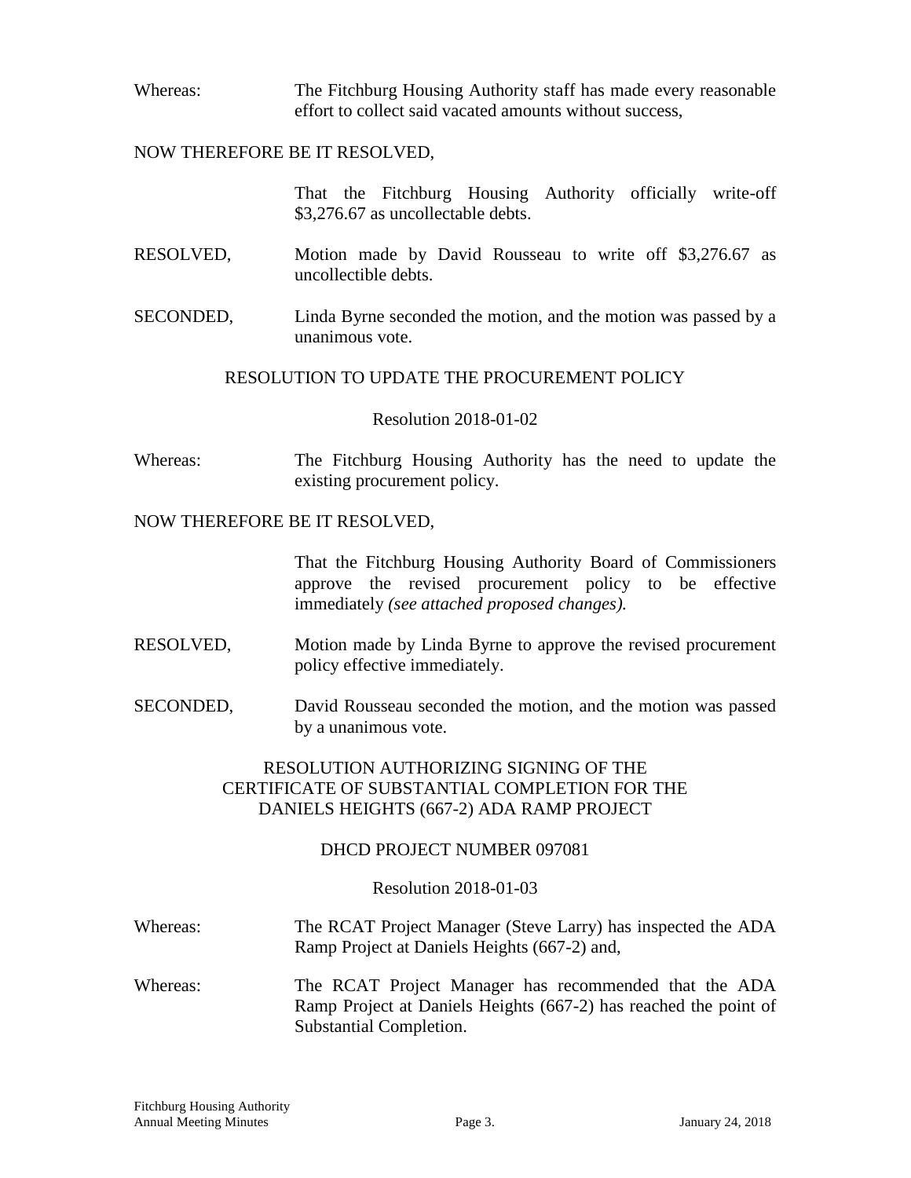Whereas: The Fitchburg Housing Authority staff has made every reasonable effort to collect said vacated amounts without success,

NOW THEREFORE BE IT RESOLVED,

That the Fitchburg Housing Authority officially write-off \$3,276.67 as uncollectable debts.

RESOLVED, Motion made by David Rousseau to write off \$3,276.67 as uncollectible debts.

SECONDED, Linda Byrne seconded the motion, and the motion was passed by a unanimous vote.

RESOLUTION TO UPDATE THE PROCUREMENT POLICY

Resolution 2018-01-02

Whereas: The Fitchburg Housing Authority has the need to update the existing procurement policy.

NOW THEREFORE BE IT RESOLVED,

That the Fitchburg Housing Authority Board of Commissioners approve the revised procurement policy to be effective immediately *(see attached proposed changes).*

RESOLVED, Motion made by Linda Byrne to approve the revised procurement policy effective immediately.

SECONDED, David Rousseau seconded the motion, and the motion was passed by a unanimous vote.

RESOLUTION AUTHORIZING SIGNING OF THE CERTIFICATE OF SUBSTANTIAL COMPLETION FOR THE DANIELS HEIGHTS (667-2) ADA RAMP PROJECT

DHCD PROJECT NUMBER 097081

Resolution 2018-01-03

Whereas: The RCAT Project Manager (Steve Larry) has inspected the ADA Ramp Project at Daniels Heights (667-2) and,

Whereas: The RCAT Project Manager has recommended that the ADA Ramp Project at Daniels Heights (667-2) has reached the point of Substantial Completion.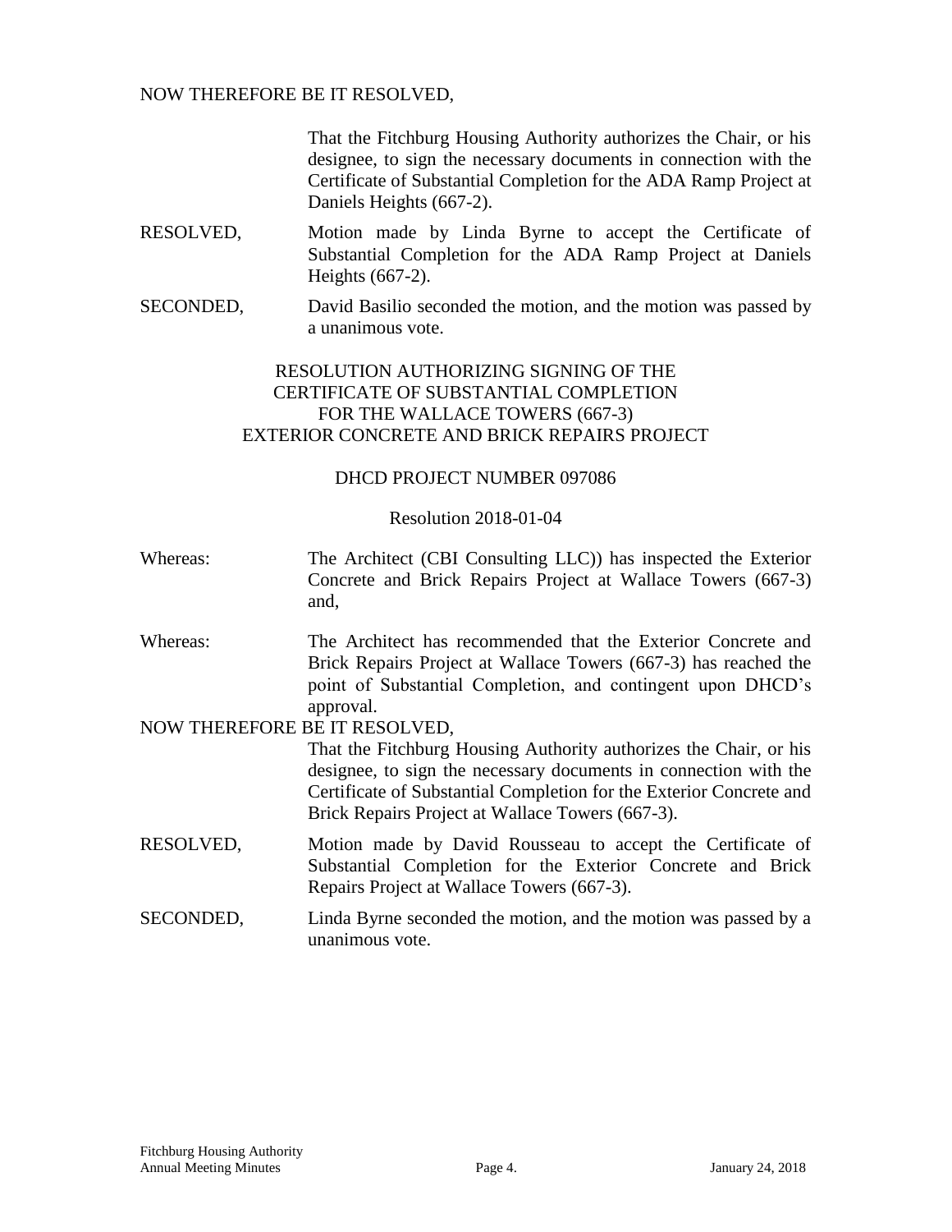NOW THEREFORE BE IT RESOLVED,

That the Fitchburg Housing Authority authorizes the Chair, or his designee, to sign the necessary documents in connection with the Certificate of Substantial Completion for the ADA Ramp Project at Daniels Heights (667-2).

RESOLVED, Motion made by Linda Byrne to accept the Certificate of Substantial Completion for the ADA Ramp Project at Daniels Heights (667-2).

SECONDED, David Basilio seconded the motion, and the motion was passed by a unanimous vote.

RESOLUTION AUTHORIZING SIGNING OF THE CERTIFICATE OF SUBSTANTIAL COMPLETION FOR THE WALLACE TOWERS (667-3) EXTERIOR CONCRETE AND BRICK REPAIRS PROJECT

DHCD PROJECT NUMBER 097086

Resolution 2018-01-04

Whereas: The Architect (CBI Consulting LLC)) has inspected the Exterior Concrete and Brick Repairs Project at Wallace Towers (667-3) and,

Whereas: The Architect has recommended that the Exterior Concrete and Brick Repairs Project at Wallace Towers (667-3) has reached the point of Substantial Completion, and contingent upon DHCD's approval.

NOW THEREFORE BE IT RESOLVED,

That the Fitchburg Housing Authority authorizes the Chair, or his designee, to sign the necessary documents in connection with the Certificate of Substantial Completion for the Exterior Concrete and Brick Repairs Project at Wallace Towers (667-3).

RESOLVED, Motion made by David Rousseau to accept the Certificate of Substantial Completion for the Exterior Concrete and Brick Repairs Project at Wallace Towers (667-3).

SECONDED, Linda Byrne seconded the motion, and the motion was passed by a unanimous vote.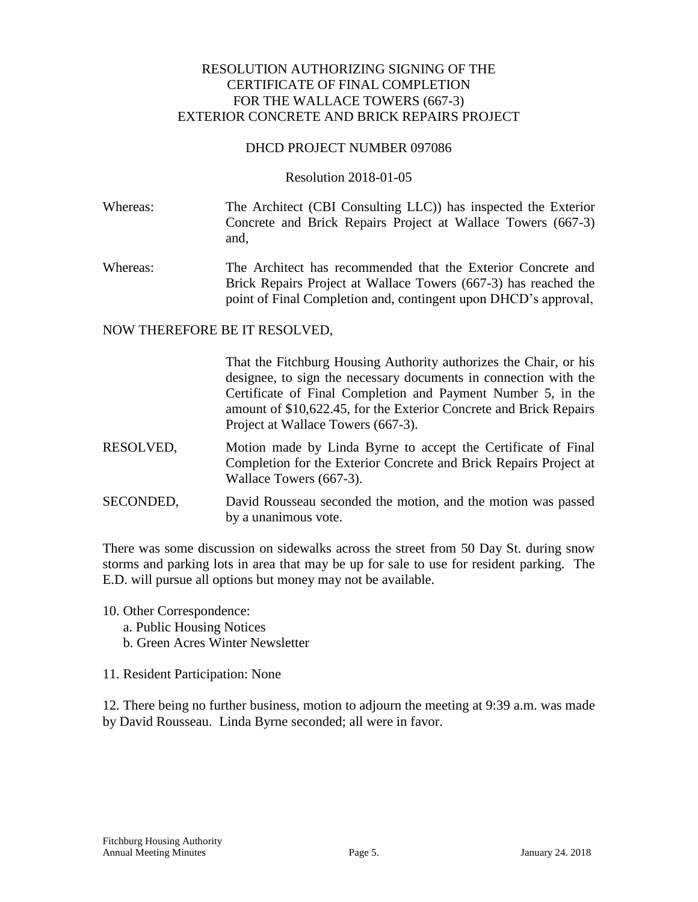RESOLUTION AUTHORIZING SIGNING OF THE
CERTIFICATE OF FINAL COMPLETION
FOR THE WALLACE TOWERS (667-3)
EXTERIOR CONCRETE AND BRICK REPAIRS PROJECT

DHCD PROJECT NUMBER 097086

Resolution 2018-01-05

Whereas: The Architect (CBI Consulting LLC)) has inspected the Exterior Concrete and Brick Repairs Project at Wallace Towers (667-3) and,

Whereas: The Architect has recommended that the Exterior Concrete and Brick Repairs Project at Wallace Towers (667-3) has reached the point of Final Completion and, contingent upon DHCD's approval,

NOW THEREFORE BE IT RESOLVED,

That the Fitchburg Housing Authority authorizes the Chair, or his designee, to sign the necessary documents in connection with the Certificate of Final Completion and Payment Number 5, in the amount of $10,622.45, for the Exterior Concrete and Brick Repairs Project at Wallace Towers (667-3).

RESOLVED, Motion made by Linda Byrne to accept the Certificate of Final Completion for the Exterior Concrete and Brick Repairs Project at Wallace Towers (667-3).

SECONDED, David Rousseau seconded the motion, and the motion was passed by a unanimous vote.

There was some discussion on sidewalks across the street from 50 Day St. during snow storms and parking lots in area that may be up for sale to use for resident parking. The E.D. will pursue all options but money may not be available.

10. Other Correspondence:
   a. Public Housing Notices
   b. Green Acres Winter Newsletter

11. Resident Participation: None

12. There being no further business, motion to adjourn the meeting at 9:39 a.m. was made by David Rousseau. Linda Byrne seconded; all were in favor.